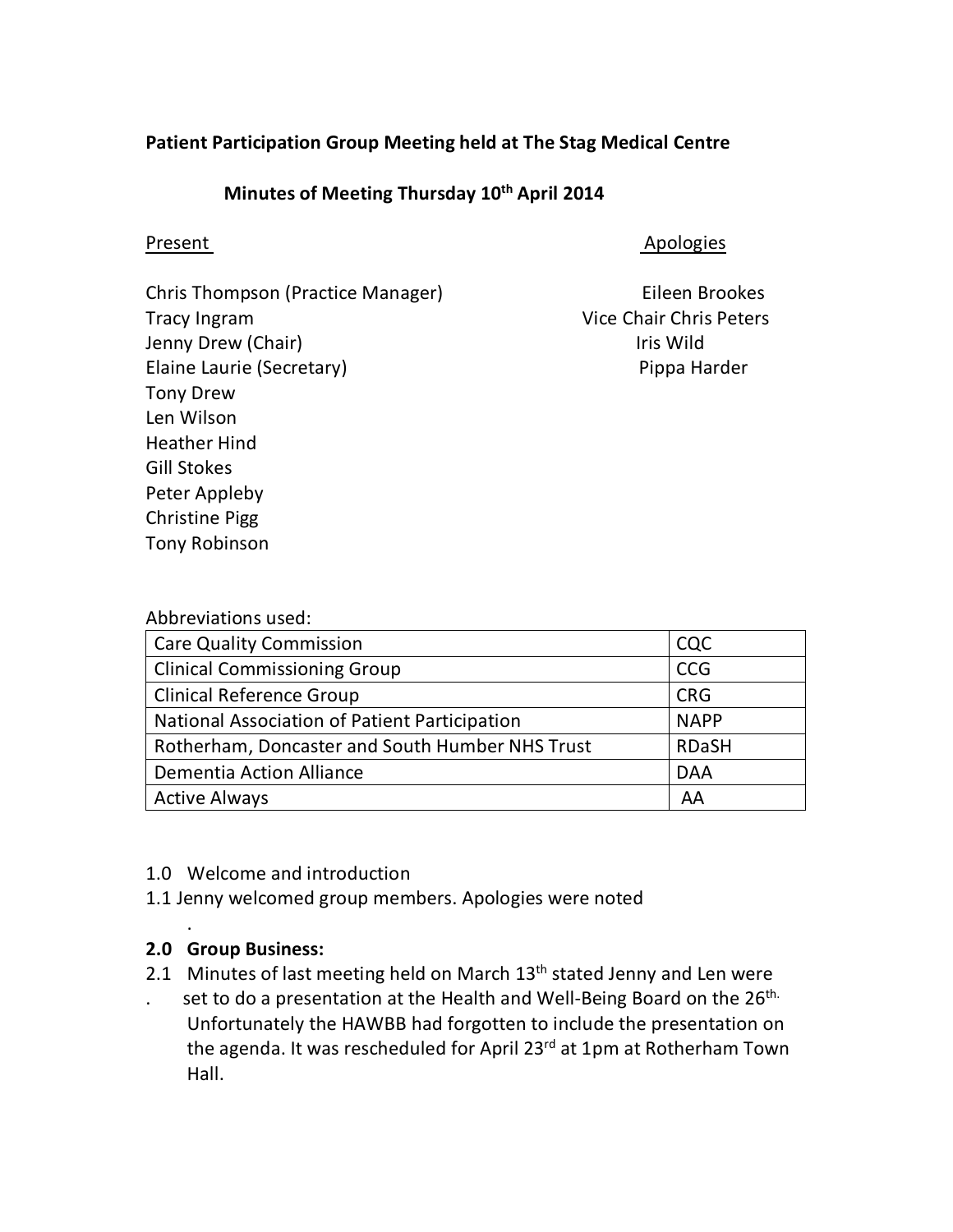**Patient Participation Group Meeting held at The Stag Medical Centre**

**Minutes of Meeting Thursday 10th April 2014**

| Present | Apologies |
|---|---|
| Chris Thompson (Practice Manager) | Eileen Brookes |
| Tracy Ingram | Vice Chair Chris Peters |
| Jenny Drew (Chair) | Iris Wild |
| Elaine Laurie (Secretary) | Pippa Harder |
| Tony Drew | |
| Len Wilson | |
| Heather Hind | |
| Gill Stokes | |
| Peter Appleby | |
| Christine Pigg | |
| Tony Robinson | |

Abbreviations used:

| | |
|---|---|
| Care Quality Commission | CQC |
| Clinical Commissioning Group | CCG |
| Clinical Reference Group | CRG |
| National Association of Patient Participation | NAPP |
| Rotherham, Doncaster and South Humber NHS Trust | RDaSH |
| Dementia Action Alliance | DAA |
| Active Always | AA |

1.0 Welcome and introduction

1.1 Jenny welcomed group members. Apologies were noted

**2.0 Group Business:**

2.1 Minutes of last meeting held on March 13th stated Jenny and Len were set to do a presentation at the Health and Well-Being Board on the 26th. Unfortunately the HAWBB had forgotten to include the presentation on the agenda. It was rescheduled for April 23rd at 1pm at Rotherham Town Hall.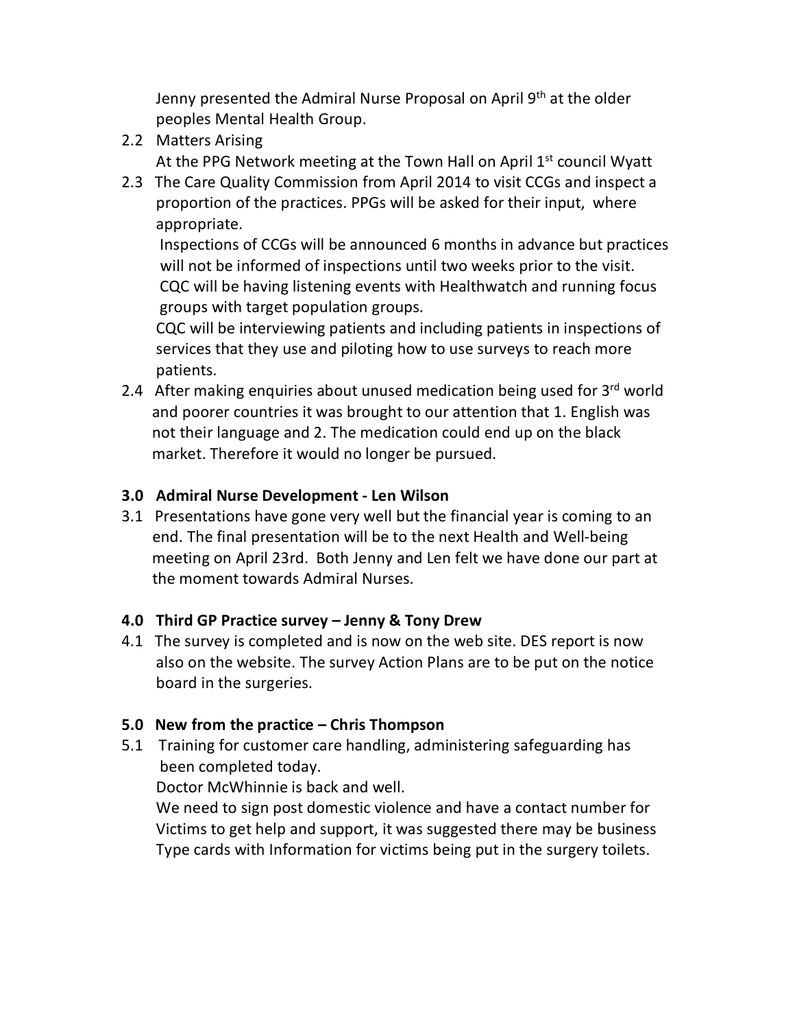Jenny presented the Admiral Nurse Proposal on April 9th at the older peoples Mental Health Group.

2.2 Matters Arising
At the PPG Network meeting at the Town Hall on April 1st council Wyatt

2.3 The Care Quality Commission from April 2014 to visit CCGs and inspect a proportion of the practices. PPGs will be asked for their input, where appropriate.
Inspections of CCGs will be announced 6 months in advance but practices will not be informed of inspections until two weeks prior to the visit.
CQC will be having listening events with Healthwatch and running focus groups with target population groups.
CQC will be interviewing patients and including patients in inspections of services that they use and piloting how to use surveys to reach more patients.

2.4 After making enquiries about unused medication being used for 3rd world and poorer countries it was brought to our attention that 1. English was not their language and 2. The medication could end up on the black market. Therefore it would no longer be pursued.

**3.0 Admiral Nurse Development - Len Wilson**

3.1 Presentations have gone very well but the financial year is coming to an end. The final presentation will be to the next Health and Well-being meeting on April 23rd. Both Jenny and Len felt we have done our part at the moment towards Admiral Nurses.

**4.0 Third GP Practice survey – Jenny & Tony Drew**

4.1 The survey is completed and is now on the web site. DES report is now also on the website. The survey Action Plans are to be put on the notice board in the surgeries.

**5.0 New from the practice – Chris Thompson**

5.1 Training for customer care handling, administering safeguarding has been completed today.
Doctor McWhinnie is back and well.
We need to sign post domestic violence and have a contact number for Victims to get help and support, it was suggested there may be business Type cards with Information for victims being put in the surgery toilets.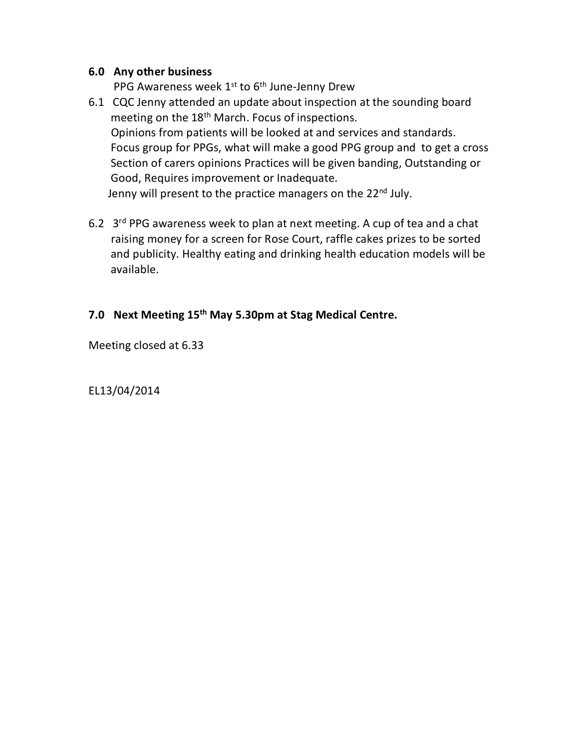**6.0 Any other business**

PPG Awareness week 1st to 6th June-Jenny Drew

6.1 CQC Jenny attended an update about inspection at the sounding board meeting on the 18th March. Focus of inspections.
Opinions from patients will be looked at and services and standards.
Focus group for PPGs, what will make a good PPG group and to get a cross Section of carers opinions Practices will be given banding, Outstanding or Good, Requires improvement or Inadequate.
Jenny will present to the practice managers on the 22nd July.

6.2 3rd PPG awareness week to plan at next meeting. A cup of tea and a chat raising money for a screen for Rose Court, raffle cakes prizes to be sorted and publicity. Healthy eating and drinking health education models will be available.

**7.0 Next Meeting 15th May 5.30pm at Stag Medical Centre.**

Meeting closed at 6.33

EL13/04/2014